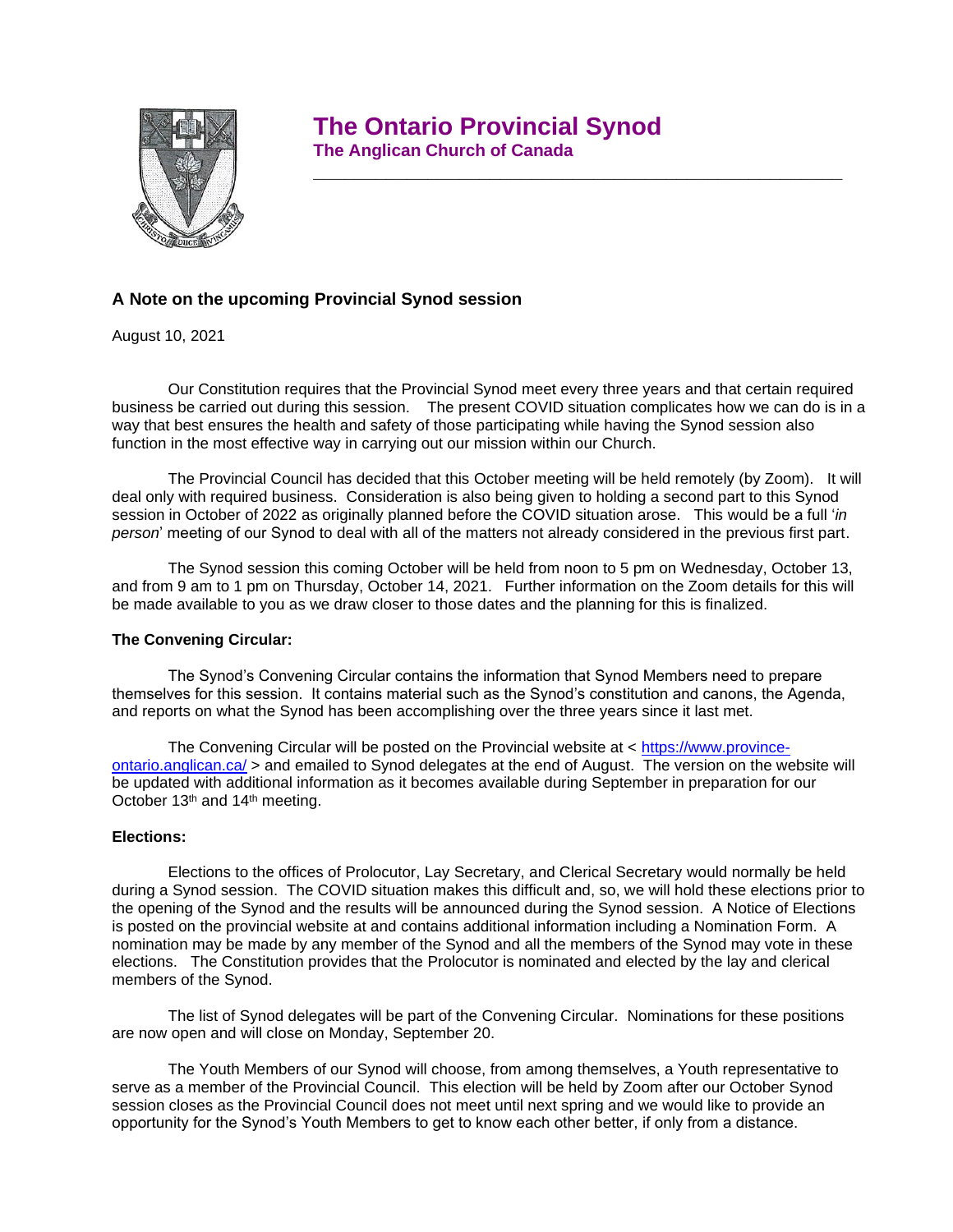# The Ontario Provincial Synod

**The Anglican Church of Canada**

---

### A Note on the upcoming Provincial Synod session

August 10, 2021

Our Constitution requires that the Provincial Synod meet every three years and that certain required business be carried out during this session. The present COVID situation complicates how we can do is in a way that best ensures the health and safety of those participating while having the Synod session also function in the most effective way in carrying out our mission within our Church.

The Provincial Council has decided that this October meeting will be held remotely (by Zoom). It will deal only with required business. Consideration is also being given to holding a second part to this Synod session in October of 2022 as originally planned before the COVID situation arose. This would be a full '*in person*' meeting of our Synod to deal with all of the matters not already considered in the previous first part.

The Synod session this coming October will be held from noon to 5 pm on Wednesday, October 13, and from 9 am to 1 pm on Thursday, October 14, 2021. Further information on the Zoom details for this will be made available to you as we draw closer to those dates and the planning for this is finalized.

**The Convening Circular:**

The Synod's Convening Circular contains the information that Synod Members need to prepare themselves for this session. It contains material such as the Synod's constitution and canons, the Agenda, and reports on what the Synod has been accomplishing over the three years since it last met.

The Convening Circular will be posted on the Provincial website at < [https://www.province-ontario.anglican.ca/](https://www.province-ontario.anglican.ca/) > and emailed to Synod delegates at the end of August. The version on the website will be updated with additional information as it becomes available during September in preparation for our October 13th and 14th meeting.

**Elections:**

Elections to the offices of Prolocutor, Lay Secretary, and Clerical Secretary would normally be held during a Synod session. The COVID situation makes this difficult and, so, we will hold these elections prior to the opening of the Synod and the results will be announced during the Synod session. A Notice of Elections is posted on the provincial website at and contains additional information including a Nomination Form. A nomination may be made by any member of the Synod and all the members of the Synod may vote in these elections. The Constitution provides that the Prolocutor is nominated and elected by the lay and clerical members of the Synod.

The list of Synod delegates will be part of the Convening Circular. Nominations for these positions are now open and will close on Monday, September 20.

The Youth Members of our Synod will choose, from among themselves, a Youth representative to serve as a member of the Provincial Council. This election will be held by Zoom after our October Synod session closes as the Provincial Council does not meet until next spring and we would like to provide an opportunity for the Synod's Youth Members to get to know each other better, if only from a distance.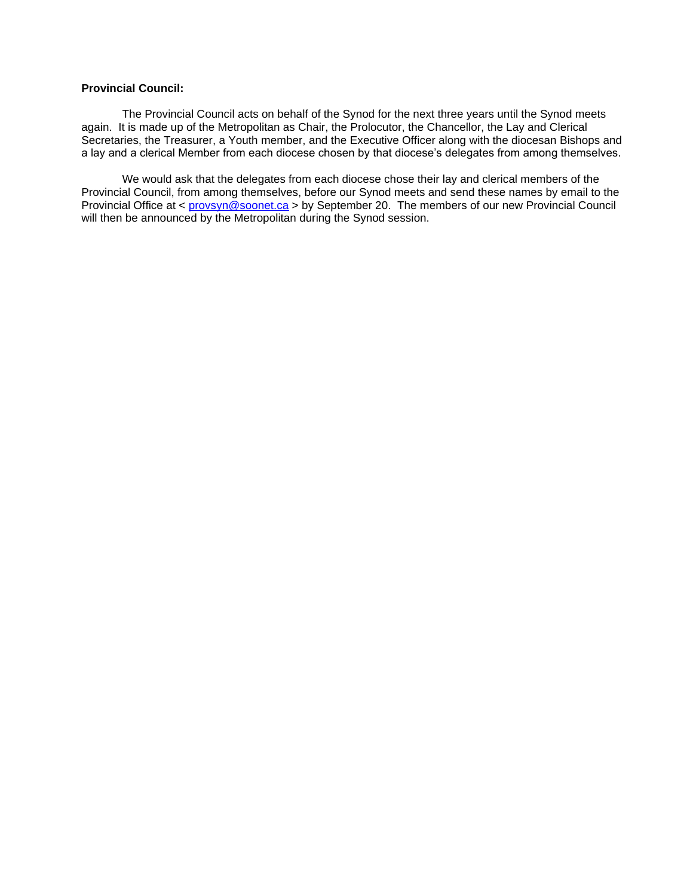**Provincial Council:**

The Provincial Council acts on behalf of the Synod for the next three years until the Synod meets again. It is made up of the Metropolitan as Chair, the Prolocutor, the Chancellor, the Lay and Clerical Secretaries, the Treasurer, a Youth member, and the Executive Officer along with the diocesan Bishops and a lay and a clerical Member from each diocese chosen by that diocese's delegates from among themselves.

We would ask that the delegates from each diocese chose their lay and clerical members of the Provincial Council, from among themselves, before our Synod meets and send these names by email to the Provincial Office at < provsyn@soonet.ca > by September 20. The members of our new Provincial Council will then be announced by the Metropolitan during the Synod session.